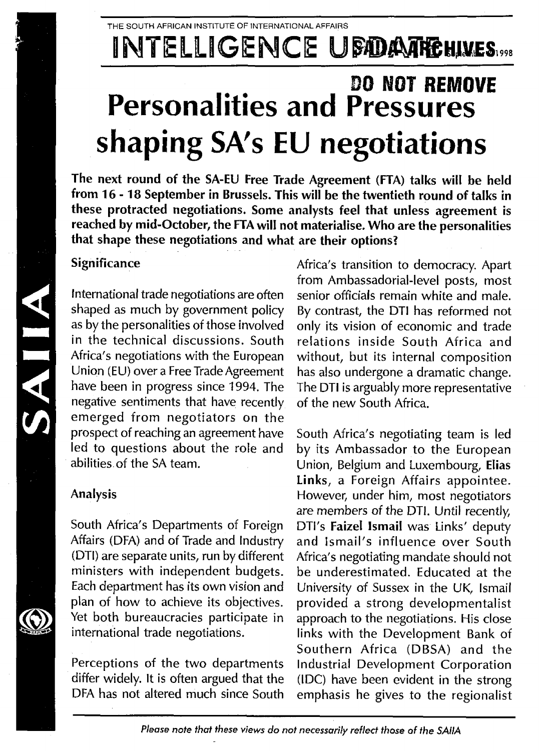THE SOUTH AFRICAN INSTITUTE OF INTERNATIONAL AFFAIRS

# INTELLIGENCE UPDATE

DO NOT REMOVE

# Personalities and Pressures shaping SA's EU negotiations

**The next round of the SA-EU Free Trade Agreement (FTA) talks will be held from 16 - 18 September in Brussels. This will be the twentieth round of talks in these protracted negotiations. Some analysts feel that unless agreement is reached by mid-October, the FTA will not materialise. Who are the personalities that shape these negotiations and what are their options?**

## Significance

International trade negotiations are often shaped as much by government policy as by the personalities of those involved in the technical discussions. South Africa's negotiations with the European Union (EU) over a Free Trade Agreement have been in progress since 1994. The negative sentiments that have recently emerged from negotiators on the prospect of reaching an agreement have led to questions about the role and abilities of the SA team.

## Analysis

South Africa's Departments of Foreign Affairs (DFA) and of Trade and Industry (DTI) are separate units, run by different ministers with independent budgets. Each department has its own vision and plan of how to achieve its objectives. Yet both bureaucracies participate in international trade negotiations.

Perceptions of the two departments differ widely. It is often argued that the DFA has not altered much since South Africa's transition to democracy. Apart from Ambassadorial-level posts, most senior officials remain white and male. By contrast, the DTI has reformed not only its vision of economic and trade relations inside South Africa and without, but its internal composition has also undergone a dramatic change. The DTI is arguably more representative of the new South Africa.

South Africa's negotiating team is led by its Ambassador to the European Union, Belgium and Luxembourg, **Elias Links**, a Foreign Affairs appointee. However, under him, most negotiators are members of the DTI. Until recently, DTI's **Faizel Ismail** was Links' deputy and Ismail's influence over South Africa's negotiating mandate should not be underestimated. Educated at the University of Sussex in the UK, Ismail provided a strong developmentalist approach to the negotiations. His close links with the Development Bank of Southern Africa (DBSA) and the Industrial Development Corporation (IDC) have been evident in the strong emphasis he gives to the regionalist

*Please note that these views do not necessarily reflect those of the SAIIA*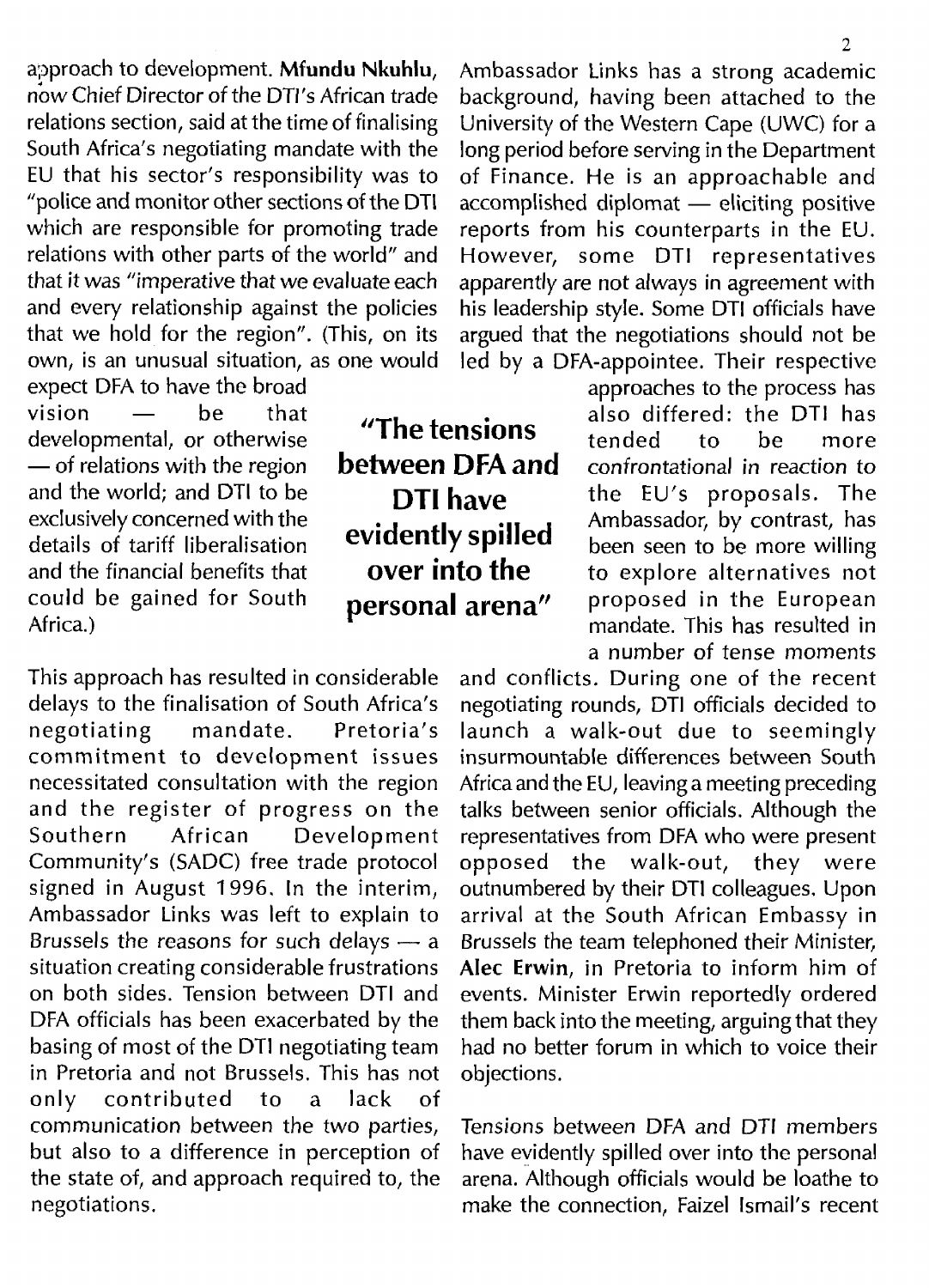approach to development. **Mfundu Nkuhlu**, now Chief Director of the DTI's African trade relations section, said at the time of finalising South Africa's negotiating mandate with the EU that his sector's responsibility was to "police and monitor other sections of the DTI which are responsible for promoting trade relations with other parts of the world" and that it was "imperative that we evaluate each and every relationship against the policies that we hold for the region". (This, on its own, is an unusual situation, as one would expect DFA to have the broad vision — be that developmental, or otherwise — of relations with the region and the world; and DTI to be exclusively concerned with the details of tariff liberalisation and the financial benefits that could be gained for South Africa.)

**"The tensions between DFA and DTI have evidently spilled over into the personal arena"**

This approach has resulted in considerable delays to the finalisation of South Africa's negotiating mandate. Pretoria's commitment to development issues necessitated consultation with the region and the register of progress on the Southern African Development Community's (SADC) free trade protocol signed in August 1996. In the interim, Ambassador Links was left to explain to Brussels the reasons for such delays — a situation creating considerable frustrations on both sides. Tension between DTI and DFA officials has been exacerbated by the basing of most of the DTI negotiating team in Pretoria and not Brussels. This has not only contributed to a lack of communication between the two parties, but also to a difference in perception of the state of, and approach required to, the negotiations.

Ambassador Links has a strong academic background, having been attached to the University of the Western Cape (UWC) for a long period before serving in the Department of Finance. He is an approachable and accomplished diplomat — eliciting positive reports from his counterparts in the EU. However, some DTI representatives apparently are not always in agreement with his leadership style. Some DTI officials have argued that the negotiations should not be led by a DFA-appointee. Their respective approaches to the process has also differed: the DTI has tended to be more confrontational in reaction to the EU's proposals. The Ambassador, by contrast, has been seen to be more willing to explore alternatives not proposed in the European mandate. This has resulted in a number of tense moments and conflicts. During one of the recent negotiating rounds, DTI officials decided to launch a walk-out due to seemingly insurmountable differences between South Africa and the EU, leaving a meeting preceding talks between senior officials. Although the representatives from DFA who were present opposed the walk-out, they were outnumbered by their DTI colleagues. Upon arrival at the South African Embassy in Brussels the team telephoned their Minister, **Alec Erwin**, in Pretoria to inform him of events. Minister Erwin reportedly ordered them back into the meeting, arguing that they had no better forum in which to voice their objections.

Tensions between DFA and DTI members have evidently spilled over into the personal arena. Although officials would be loathe to make the connection, Faizel Ismail's recent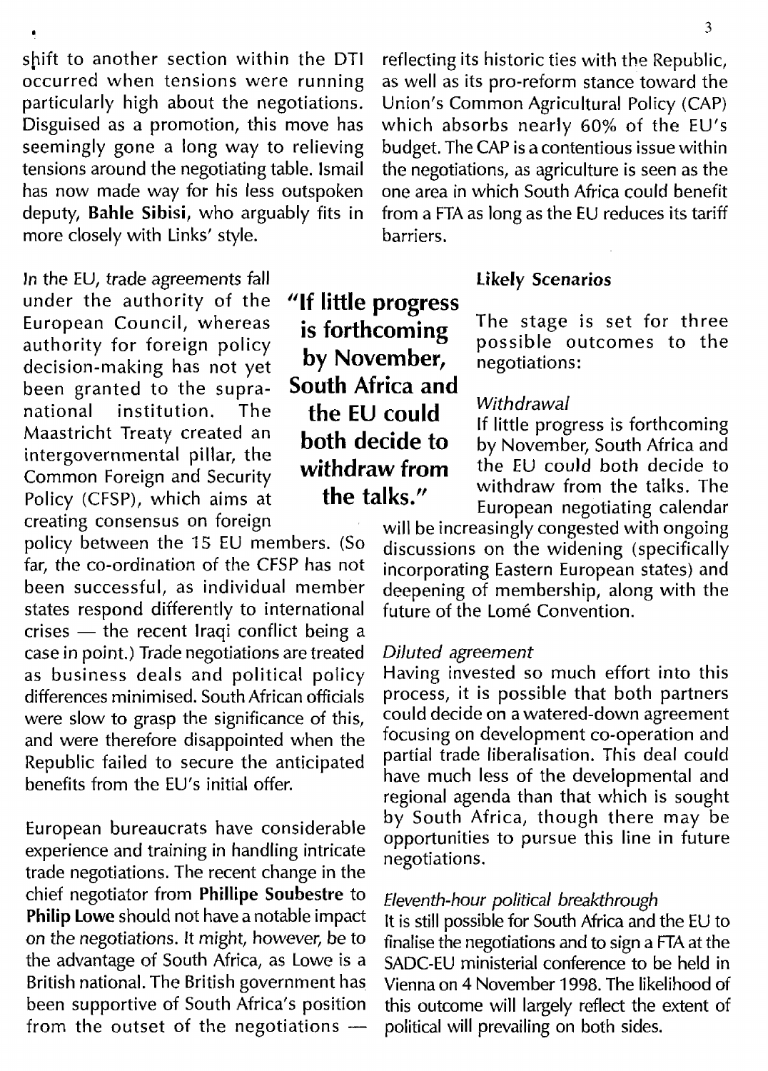shift to another section within the DTI occurred when tensions were running particularly high about the negotiations. Disguised as a promotion, this move has seemingly gone a long way to relieving tensions around the negotiating table. Ismail has now made way for his less outspoken deputy, **Bahle Sibisi**, who arguably fits in more closely with Links' style.

In the EU, trade agreements fall under the authority of the European Council, whereas authority for foreign policy decision-making has not yet been granted to the supra-national institution. The Maastricht Treaty created an intergovernmental pillar, the Common Foreign and Security Policy (CFSP), which aims at creating consensus on foreign policy between the 15 EU members. (So far, the co-ordination of the CFSP has not been successful, as individual member states respond differently to international crises — the recent Iraqi conflict being a case in point.) Trade negotiations are treated as business deals and political policy differences minimised. South African officials were slow to grasp the significance of this, and were therefore disappointed when the Republic failed to secure the anticipated benefits from the EU's initial offer.

**"If little progress is forthcoming by November, South Africa and the EU could both decide to withdraw from the talks."**

European bureaucrats have considerable experience and training in handling intricate trade negotiations. The recent change in the chief negotiator from **Phillipe Soubestre** to **Philip Lowe** should not have a notable impact on the negotiations. It might, however, be to the advantage of South Africa, as Lowe is a British national. The British government has been supportive of South Africa's position from the outset of the negotiations — reflecting its historic ties with the Republic, as well as its pro-reform stance toward the Union's Common Agricultural Policy (CAP) which absorbs nearly 60% of the EU's budget. The CAP is a contentious issue within the negotiations, as agriculture is seen as the one area in which South Africa could benefit from a FTA as long as the EU reduces its tariff barriers.

**Likely Scenarios**

The stage is set for three possible outcomes to the negotiations:

*Withdrawal*

If little progress is forthcoming by November, South Africa and the EU could both decide to withdraw from the talks. The European negotiating calendar will be increasingly congested with ongoing discussions on the widening (specifically incorporating Eastern European states) and deepening of membership, along with the future of the Lomé Convention.

*Diluted agreement*

Having invested so much effort into this process, it is possible that both partners could decide on a watered-down agreement focusing on development co-operation and partial trade liberalisation. This deal could have much less of the developmental and regional agenda than that which is sought by South Africa, though there may be opportunities to pursue this line in future negotiations.

*Eleventh-hour political breakthrough*

It is still possible for South Africa and the EU to finalise the negotiations and to sign a FTA at the SADC-EU ministerial conference to be held in Vienna on 4 November 1998. The likelihood of this outcome will largely reflect the extent of political will prevailing on both sides.